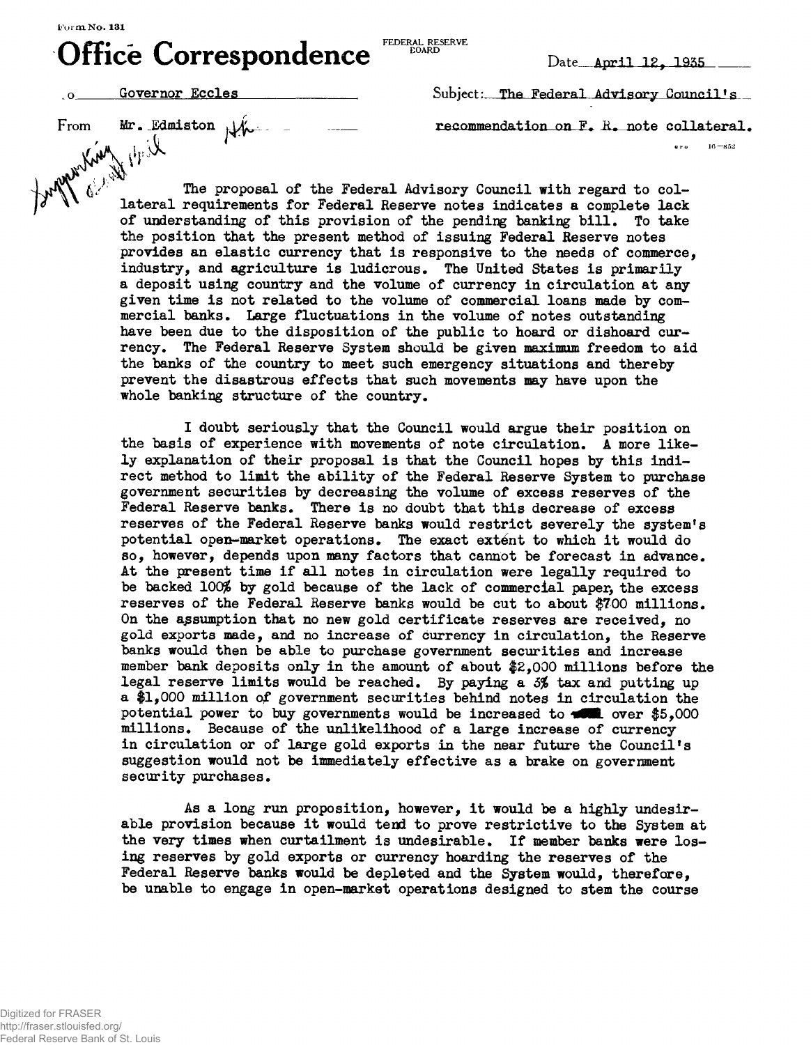Form No. 131

# Office Correspondence

FEDERAL RESERVE BOARD

Date April 12, 1935

To Governor Eccles

From Mr. Edmiston

Subject: The Federal Advisory Council's recommendation on F. R. note collateral.

The proposal of the Federal Advisory Council with regard to collateral requirements for Federal Reserve notes indicates a complete lack of understanding of this provision of the pending banking bill. To take the position that the present method of issuing Federal Reserve notes provides an elastic currency that is responsive to the needs of commerce, industry, and agriculture is ludicrous. The United States is primarily a deposit using country and the volume of currency in circulation at any given time is not related to the volume of commercial loans made by commercial banks. Large fluctuations in the volume of notes outstanding have been due to the disposition of the public to hoard or dishoard currency. The Federal Reserve System should be given maximum freedom to aid the banks of the country to meet such emergency situations and thereby prevent the disastrous effects that such movements may have upon the whole banking structure of the country.

I doubt seriously that the Council would argue their position on the basis of experience with movements of note circulation. A more likely explanation of their proposal is that the Council hopes by this indirect method to limit the ability of the Federal Reserve System to purchase government securities by decreasing the volume of excess reserves of the Federal Reserve banks. There is no doubt that this decrease of excess reserves of the Federal Reserve banks would restrict severely the system's potential open-market operations. The exact extent to which it would do so, however, depends upon many factors that cannot be forecast in advance. At the present time if all notes in circulation were legally required to be backed 100% by gold because of the lack of commercial paper, the excess reserves of the Federal Reserve banks would be cut to about $700 millions. On the assumption that no new gold certificate reserves are received, no gold exports made, and no increase of currency in circulation, the Reserve banks would then be able to purchase government securities and increase member bank deposits only in the amount of about $2,000 millions before the legal reserve limits would be reached. By paying a 3% tax and putting up a $1,000 million of government securities behind notes in circulation the potential power to buy governments would be increased to well over $5,000 millions. Because of the unlikelihood of a large increase of currency in circulation or of large gold exports in the near future the Council's suggestion would not be immediately effective as a brake on government security purchases.

As a long run proposition, however, it would be a highly undesirable provision because it would tend to prove restrictive to the System at the very times when curtailment is undesirable. If member banks were losing reserves by gold exports or currency hoarding the reserves of the Federal Reserve banks would be depleted and the System would, therefore, be unable to engage in open-market operations designed to stem the course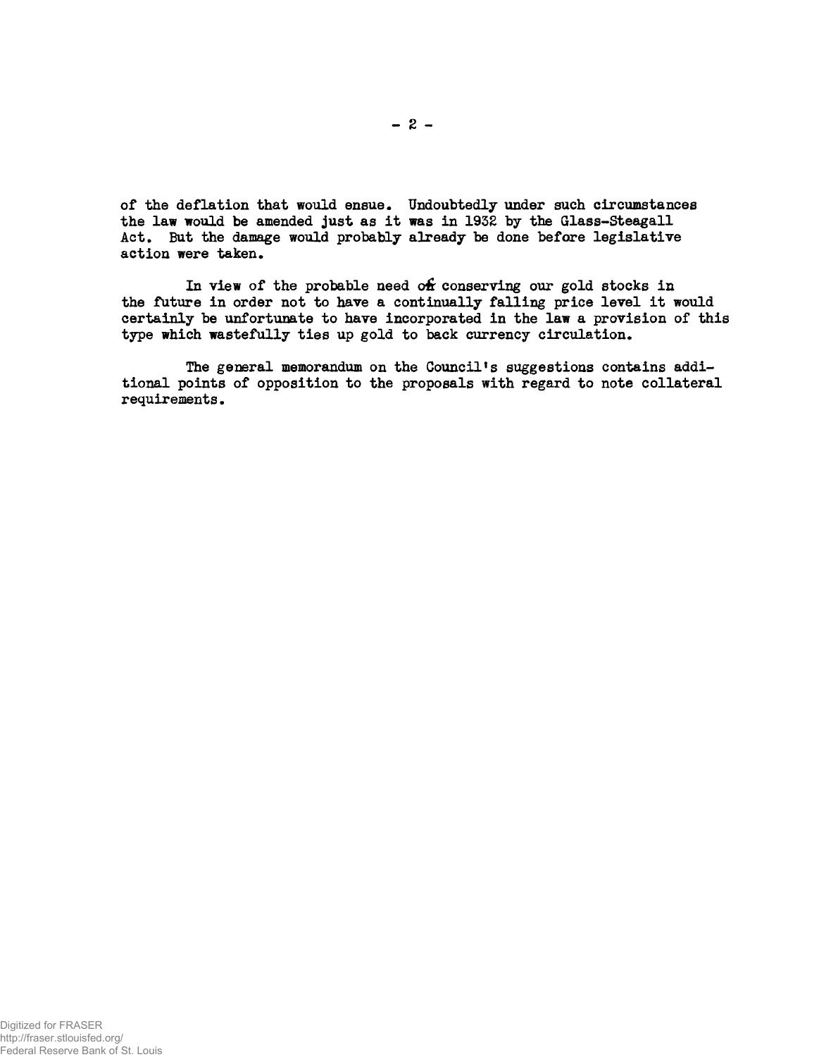of the deflation that would ensue. Undoubtedly under such circumstances the law would be amended just as it was in 1932 by the Glass-Steagall Act. But the damage would probably already be done before legislative action were taken.

In view of the probable need of conserving our gold stocks in the future in order not to have a continually falling price level it would certainly be unfortunate to have incorporated in the law a provision of this type which wastefully ties up gold to back currency circulation.

The general memorandum on the Council's suggestions contains additional points of opposition to the proposals with regard to note collateral requirements.